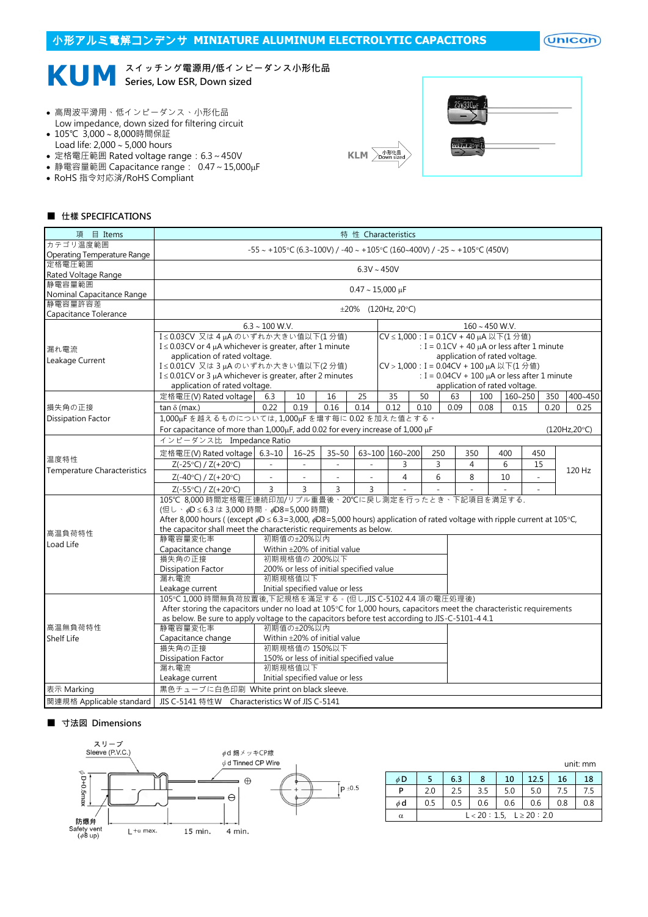# 小形アルミ電解コンデンサ MINIATURE ALUMINUM ELECTROLYTIC CAPACITORS

## KUM スイッチング電源用/低インピーダンス小形化品 Series, Low ESR, Down sized

- 高周波平滑用、低インピーダンス、小形化品
  Low impedance, down sized for filtering circuit
- 105℃ 3,000 ~ 8,000時間保証
  Load life: 2,000 ~ 5,000 hours
- 定格電圧範囲 Rated voltage range：6.3 ~ 450V
- 静電容量範囲 Capacitance range： 0.47 ~ 15,000μF
- RoHS 指令対応済/RoHS Compliant

KLM → 小形化品 Down sized

### ■ 仕様 SPECIFICATIONS

| 項 目 Items | 特 性 Characteristics |
|---|---|
| カテゴリ温度範囲 Operating Temperature Range | -55 ~ +105°C (6.3~100V) / -40 ~ +105°C (160~400V) / -25 ~ +105°C (450V) |
| 定格電圧範囲 Rated Voltage Range | 6.3V ~ 450V |
| 静電容量範囲 Nominal Capacitance Range | 0.47 ~ 15,000 μF |
| 静電容量許容差 Capacitance Tolerance | ±20% (120Hz, 20°C) |

**漏れ電流 Leakage Current**

| 6.3 ~ 100 W.V. | 160 ~ 450 W.V. |
|---|---|
| I ≤ 0.03CV 又は 4 μA のいずれか大きい値以下(1 分値)<br>I ≤ 0.03CV or 4 μA whichever is greater, after 1 minute application of rated voltage.<br>I ≤ 0.01CV 又は 3 μA のいずれか大きい値以下(2 分値)<br>I ≤ 0.01CV or 3 μA whichever is greater, after 2 minutes application of rated voltage. | CV ≤ 1,000 : I = 0.1CV + 40 μA 以下(1 分値)<br>: I = 0.1CV + 40 μA or less after 1 minute application of rated voltage.<br>CV > 1,000 : I = 0.04CV + 100 μA 以下(1 分值)<br>: I = 0.04CV + 100 μA or less after 1 minute application of rated voltage. |

**損失角の正接 Dissipation Factor**

| 定格電圧(V) Rated voltage | 6.3 | 10 | 16 | 25 | 35 | 50 | 63 | 100 | 160~250 | 350 | 400~450 |
|---|---|---|---|---|---|---|---|---|---|---|---|
| tan δ (max.) | 0.22 | 0.19 | 0.16 | 0.14 | 0.12 | 0.10 | 0.09 | 0.08 | 0.15 | 0.20 | 0.25 |

1,000μF を越えるものについては, 1,000μF を増す毎に 0.02 を加えた値とする。
For capacitance of more than 1,000μF, add 0.02 for every increase of 1,000 μF (120Hz,20°C)

**温度特性 Temperature Characteristics**

インピーダンス比 Impedance Ratio

| 定格電圧(V) Rated voltage | 6.3~10 | 16~25 | 35~50 | 63~100 | 160~200 | 250 | 350 | 400 | 450 | |
|---|---|---|---|---|---|---|---|---|---|---|
| Z(-25°C) / Z(+20°C) | - | - | - | - | 3 | 3 | 4 | 6 | 15 | 120 Hz |
| Z(-40°C) / Z(+20°C) | - | - | - | - | 4 | 6 | 8 | 10 | - | |
| Z(-55°C) / Z(+20°C) | 3 | 3 | 3 | 3 | - | - | - | - | - | |

**高温負荷特性 Load Life**

105℃ 8,000 時間定格電圧連続印加/リプル重畳後、20℃に戻し測定を行ったとき、下記項目を満足する.
(但し、$\phi$D ≤ 6.3 は 3,000 時間・$\phi$D8=5,000 時間)
After 8,000 hours ( (except $\phi$D ≤ 6.3=3,000, $\phi$D8=5,000 hours) application of rated voltage with ripple current at 105°C, the capacitor shall meet the characteristic requirements as below.

| | |
|---|---|
| 静電容量変化率 Capacitance change | 初期値の±20%以内 Within ±20% of initial value |
| 損失角の正接 Dissipation Factor | 初期規格値の 200%以下 200% or less of initial specified value |
| 漏れ電流 Leakage current | 初期規格値以下 Initial specified value or less |

**高温無負荷特性 Shelf Life**

105°C 1,000 時間無負荷放置後,下記規格を満足する。(但し,JIS C-5102 4.4 項の電圧処理後)
After storing the capacitors under no load at 105°C for 1,000 hours, capacitors meet the characteristic requirements as below. Be sure to apply voltage to the capacitors before test according to JIS-C-5101-4 4.1

| | |
|---|---|
| 静電容量変化率 Capacitance change | 初期値の±20%以内 Within ±20% of initial value |
| 損失角の正接 Dissipation Factor | 初期規格値の 150%以下 150% or less of initial specified value |
| 漏れ電流 Leakage current | 初期規格値以下 Initial specified value or less |

| | |
|---|---|
| 表示 Marking | 黒色チューブに白色印刷 White print on black sleeve. |
| 関連規格 Applicable standard | JIS C-5141 特性W Characteristics W of JIS C-5141 |

### ■ 寸法図 Dimensions

スリーブ Sleeve (P.V.C.)　$\phi$d 錫メッキCP線 $\phi$d Tinned CP Wire　防爆弁 Safety vent ($\phi$8 up)　$\phi$D+0.5max.　L+α max.　15 min.　4 min.　P ±0.5

unit: mm

| $\phi$D | 5 | 6.3 | 8 | 10 | 12.5 | 16 | 18 |
|---|---|---|---|---|---|---|---|
| P | 2.0 | 2.5 | 3.5 | 5.0 | 5.0 | 7.5 | 7.5 |
| $\phi$d | 0.5 | 0.5 | 0.6 | 0.6 | 0.6 | 0.8 | 0.8 |
| α | L < 20 : 1.5, L ≥ 20 : 2.0 | | | | | | |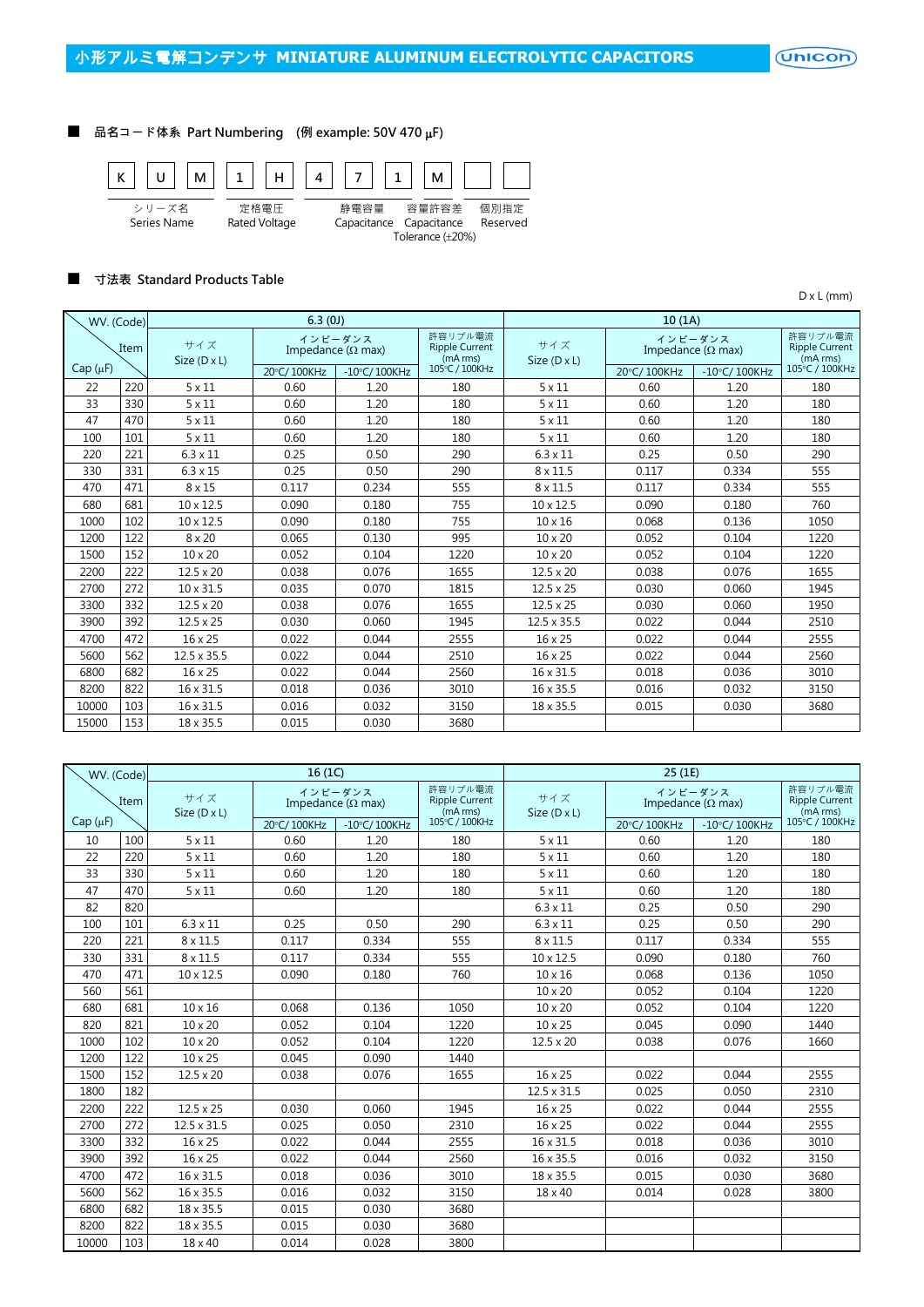## 小形アルミ電解コンデンサ MINIATURE ALUMINUM ELECTROLYTIC CAPACITORS

### ■ 品名コード体系 Part Numbering (例 example: 50V 470 μF)

| K | U | M | 1 | H | 4 | 7 | 1 | M | | |
|---|---|---|---|---|---|---|---|---|---|---|

- K U M: シリーズ名 Series Name
- 1 H: 定格電圧 Rated Voltage
- 4 7 1: 静電容量 Capacitance
- M: 容量許容差 Capacitance Tolerance (±20%)
- (last two boxes): 個別指定 Reserved

### ■ 寸法表 Standard Products Table

D x L (mm)

| WV. (Code) / Item / Cap (μF) | | 6.3 (0J) サイズ Size (D x L) | インピーダンス Impedance (Ω max) 20°C/ 100KHz | -10°C/ 100KHz | 許容リプル電流 Ripple Current (mA rms) 105°C / 100KHz | 10 (1A) サイズ Size (D x L) | インピーダンス Impedance (Ω max) 20°C/ 100KHz | -10°C/ 100KHz | 許容リプル電流 Ripple Current (mA rms) 105°C / 100KHz |
|---|---|---|---|---|---|---|---|---|---|
| 22 | 220 | 5 x 11 | 0.60 | 1.20 | 180 | 5 x 11 | 0.60 | 1.20 | 180 |
| 33 | 330 | 5 x 11 | 0.60 | 1.20 | 180 | 5 x 11 | 0.60 | 1.20 | 180 |
| 47 | 470 | 5 x 11 | 0.60 | 1.20 | 180 | 5 x 11 | 0.60 | 1.20 | 180 |
| 100 | 101 | 5 x 11 | 0.60 | 1.20 | 180 | 5 x 11 | 0.60 | 1.20 | 180 |
| 220 | 221 | 6.3 x 11 | 0.25 | 0.50 | 290 | 6.3 x 11 | 0.25 | 0.50 | 290 |
| 330 | 331 | 6.3 x 15 | 0.25 | 0.50 | 290 | 8 x 11.5 | 0.117 | 0.334 | 555 |
| 470 | 471 | 8 x 15 | 0.117 | 0.234 | 555 | 8 x 11.5 | 0.117 | 0.334 | 555 |
| 680 | 681 | 10 x 12.5 | 0.090 | 0.180 | 755 | 10 x 12.5 | 0.090 | 0.180 | 760 |
| 1000 | 102 | 10 x 12.5 | 0.090 | 0.180 | 755 | 10 x 16 | 0.068 | 0.136 | 1050 |
| 1200 | 122 | 8 x 20 | 0.065 | 0.130 | 995 | 10 x 20 | 0.052 | 0.104 | 1220 |
| 1500 | 152 | 10 x 20 | 0.052 | 0.104 | 1220 | 10 x 20 | 0.052 | 0.104 | 1220 |
| 2200 | 222 | 12.5 x 20 | 0.038 | 0.076 | 1655 | 12.5 x 20 | 0.038 | 0.076 | 1655 |
| 2700 | 272 | 10 x 31.5 | 0.035 | 0.070 | 1815 | 12.5 x 25 | 0.030 | 0.060 | 1945 |
| 3300 | 332 | 12.5 x 20 | 0.038 | 0.076 | 1655 | 12.5 x 25 | 0.030 | 0.060 | 1950 |
| 3900 | 392 | 12.5 x 25 | 0.030 | 0.060 | 1945 | 12.5 x 35.5 | 0.022 | 0.044 | 2510 |
| 4700 | 472 | 16 x 25 | 0.022 | 0.044 | 2555 | 16 x 25 | 0.022 | 0.044 | 2555 |
| 5600 | 562 | 12.5 x 35.5 | 0.022 | 0.044 | 2510 | 16 x 25 | 0.022 | 0.044 | 2560 |
| 6800 | 682 | 16 x 25 | 0.022 | 0.044 | 2560 | 16 x 31.5 | 0.018 | 0.036 | 3010 |
| 8200 | 822 | 16 x 31.5 | 0.018 | 0.036 | 3010 | 16 x 35.5 | 0.016 | 0.032 | 3150 |
| 10000 | 103 | 16 x 31.5 | 0.016 | 0.032 | 3150 | 18 x 35.5 | 0.015 | 0.030 | 3680 |
| 15000 | 153 | 18 x 35.5 | 0.015 | 0.030 | 3680 | | | | |

| WV. (Code) / Item / Cap (μF) | | 16 (1C) サイズ Size (D x L) | インピーダンス Impedance (Ω max) 20°C/ 100KHz | -10°C/ 100KHz | 許容リプル電流 Ripple Current (mA rms) 105°C / 100KHz | 25 (1E) サイズ Size (D x L) | インピーダンス Impedance (Ω max) 20°C/ 100KHz | -10°C/ 100KHz | 許容リプル電流 Ripple Current (mA rms) 105°C / 100KHz |
|---|---|---|---|---|---|---|---|---|---|
| 10 | 100 | 5 x 11 | 0.60 | 1.20 | 180 | 5 x 11 | 0.60 | 1.20 | 180 |
| 22 | 220 | 5 x 11 | 0.60 | 1.20 | 180 | 5 x 11 | 0.60 | 1.20 | 180 |
| 33 | 330 | 5 x 11 | 0.60 | 1.20 | 180 | 5 x 11 | 0.60 | 1.20 | 180 |
| 47 | 470 | 5 x 11 | 0.60 | 1.20 | 180 | 5 x 11 | 0.60 | 1.20 | 180 |
| 82 | 820 | | | | | 6.3 x 11 | 0.25 | 0.50 | 290 |
| 100 | 101 | 6.3 x 11 | 0.25 | 0.50 | 290 | 6.3 x 11 | 0.25 | 0.50 | 290 |
| 220 | 221 | 8 x 11.5 | 0.117 | 0.334 | 555 | 8 x 11.5 | 0.117 | 0.334 | 555 |
| 330 | 331 | 8 x 11.5 | 0.117 | 0.334 | 555 | 10 x 12.5 | 0.090 | 0.180 | 760 |
| 470 | 471 | 10 x 12.5 | 0.090 | 0.180 | 760 | 10 x 16 | 0.068 | 0.136 | 1050 |
| 560 | 561 | | | | | 10 x 20 | 0.052 | 0.104 | 1220 |
| 680 | 681 | 10 x 16 | 0.068 | 0.136 | 1050 | 10 x 20 | 0.052 | 0.104 | 1220 |
| 820 | 821 | 10 x 20 | 0.052 | 0.104 | 1220 | 10 x 25 | 0.045 | 0.090 | 1440 |
| 1000 | 102 | 10 x 20 | 0.052 | 0.104 | 1220 | 12.5 x 20 | 0.038 | 0.076 | 1660 |
| 1200 | 122 | 10 x 25 | 0.045 | 0.090 | 1440 | | | | |
| 1500 | 152 | 12.5 x 20 | 0.038 | 0.076 | 1655 | 16 x 25 | 0.022 | 0.044 | 2555 |
| 1800 | 182 | | | | | 12.5 x 31.5 | 0.025 | 0.050 | 2310 |
| 2200 | 222 | 12.5 x 25 | 0.030 | 0.060 | 1945 | 16 x 25 | 0.022 | 0.044 | 2555 |
| 2700 | 272 | 12.5 x 31.5 | 0.025 | 0.050 | 2310 | 16 x 25 | 0.022 | 0.044 | 2555 |
| 3300 | 332 | 16 x 25 | 0.022 | 0.044 | 2555 | 16 x 31.5 | 0.018 | 0.036 | 3010 |
| 3900 | 392 | 16 x 25 | 0.022 | 0.044 | 2560 | 16 x 35.5 | 0.016 | 0.032 | 3150 |
| 4700 | 472 | 16 x 31.5 | 0.018 | 0.036 | 3010 | 18 x 35.5 | 0.015 | 0.030 | 3680 |
| 5600 | 562 | 16 x 35.5 | 0.016 | 0.032 | 3150 | 18 x 40 | 0.014 | 0.028 | 3800 |
| 6800 | 682 | 18 x 35.5 | 0.015 | 0.030 | 3680 | | | | |
| 8200 | 822 | 18 x 35.5 | 0.015 | 0.030 | 3680 | | | | |
| 10000 | 103 | 18 x 40 | 0.014 | 0.028 | 3800 | | | | |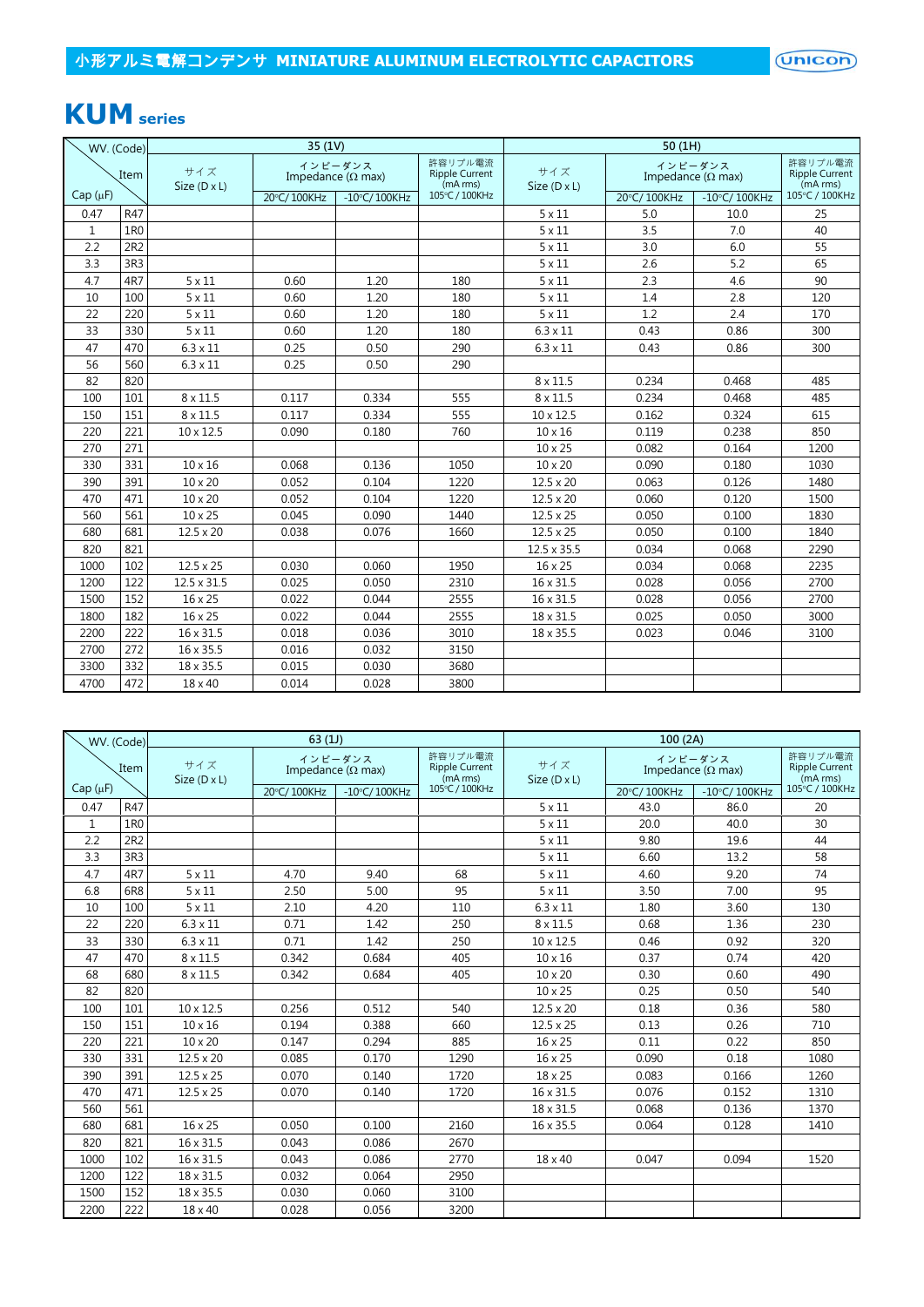## 小形アルミ電解コンデンサ MINIATURE ALUMINUM ELECTROLYTIC CAPACITORS

# KUM series

| WV. (Code) / Item / Cap (μF) | | 35 (1V) | | | | 50 (1H) | | | |
|---|---|---|---|---|---|---|---|---|---|
| | | サイズ Size (D x L) | インピーダンス Impedance (Ω max) | | 許容リプル電流 Ripple Current (mA rms) | サイズ Size (D x L) | インピーダンス Impedance (Ω max) | | 許容リプル電流 Ripple Current (mA rms) |
| | | | 20°C/ 100KHz | -10°C/ 100KHz | 105°C / 100KHz | | 20°C/ 100KHz | -10°C/ 100KHz | 105°C / 100KHz |
| 0.47 | R47 | | | | | 5 x 11 | 5.0 | 10.0 | 25 |
| 1 | 1R0 | | | | | 5 x 11 | 3.5 | 7.0 | 40 |
| 2.2 | 2R2 | | | | | 5 x 11 | 3.0 | 6.0 | 55 |
| 3.3 | 3R3 | | | | | 5 x 11 | 2.6 | 5.2 | 65 |
| 4.7 | 4R7 | 5 x 11 | 0.60 | 1.20 | 180 | 5 x 11 | 2.3 | 4.6 | 90 |
| 10 | 100 | 5 x 11 | 0.60 | 1.20 | 180 | 5 x 11 | 1.4 | 2.8 | 120 |
| 22 | 220 | 5 x 11 | 0.60 | 1.20 | 180 | 5 x 11 | 1.2 | 2.4 | 170 |
| 33 | 330 | 5 x 11 | 0.60 | 1.20 | 180 | 6.3 x 11 | 0.43 | 0.86 | 300 |
| 47 | 470 | 6.3 x 11 | 0.25 | 0.50 | 290 | 6.3 x 11 | 0.43 | 0.86 | 300 |
| 56 | 560 | 6.3 x 11 | 0.25 | 0.50 | 290 | | | | |
| 82 | 820 | | | | | 8 x 11.5 | 0.234 | 0.468 | 485 |
| 100 | 101 | 8 x 11.5 | 0.117 | 0.334 | 555 | 8 x 11.5 | 0.234 | 0.468 | 485 |
| 150 | 151 | 8 x 11.5 | 0.117 | 0.334 | 555 | 10 x 12.5 | 0.162 | 0.324 | 615 |
| 220 | 221 | 10 x 12.5 | 0.090 | 0.180 | 760 | 10 x 16 | 0.119 | 0.238 | 850 |
| 270 | 271 | | | | | 10 x 25 | 0.082 | 0.164 | 1200 |
| 330 | 331 | 10 x 16 | 0.068 | 0.136 | 1050 | 10 x 20 | 0.090 | 0.180 | 1030 |
| 390 | 391 | 10 x 20 | 0.052 | 0.104 | 1220 | 12.5 x 20 | 0.063 | 0.126 | 1480 |
| 470 | 471 | 10 x 20 | 0.052 | 0.104 | 1220 | 12.5 x 20 | 0.060 | 0.120 | 1500 |
| 560 | 561 | 10 x 25 | 0.045 | 0.090 | 1440 | 12.5 x 25 | 0.050 | 0.100 | 1830 |
| 680 | 681 | 12.5 x 20 | 0.038 | 0.076 | 1660 | 12.5 x 25 | 0.050 | 0.100 | 1840 |
| 820 | 821 | | | | | 12.5 x 35.5 | 0.034 | 0.068 | 2290 |
| 1000 | 102 | 12.5 x 25 | 0.030 | 0.060 | 1950 | 16 x 25 | 0.034 | 0.068 | 2235 |
| 1200 | 122 | 12.5 x 31.5 | 0.025 | 0.050 | 2310 | 16 x 31.5 | 0.028 | 0.056 | 2700 |
| 1500 | 152 | 16 x 25 | 0.022 | 0.044 | 2555 | 16 x 31.5 | 0.028 | 0.056 | 2700 |
| 1800 | 182 | 16 x 25 | 0.022 | 0.044 | 2555 | 18 x 31.5 | 0.025 | 0.050 | 3000 |
| 2200 | 222 | 16 x 31.5 | 0.018 | 0.036 | 3010 | 18 x 35.5 | 0.023 | 0.046 | 3100 |
| 2700 | 272 | 16 x 35.5 | 0.016 | 0.032 | 3150 | | | | |
| 3300 | 332 | 18 x 35.5 | 0.015 | 0.030 | 3680 | | | | |
| 4700 | 472 | 18 x 40 | 0.014 | 0.028 | 3800 | | | | |

| WV. (Code) / Item / Cap (μF) | | 63 (1J) | | | | 100 (2A) | | | |
|---|---|---|---|---|---|---|---|---|---|
| | | サイズ Size (D x L) | インピーダンス Impedance (Ω max) | | 許容リプル電流 Ripple Current (mA rms) | サイズ Size (D x L) | インピーダンス Impedance (Ω max) | | 許容リプル電流 Ripple Current (mA rms) |
| | | | 20°C/ 100KHz | -10°C/ 100KHz | 105°C / 100KHz | | 20°C/ 100KHz | -10°C/ 100KHz | 105°C / 100KHz |
| 0.47 | R47 | | | | | 5 x 11 | 43.0 | 86.0 | 20 |
| 1 | 1R0 | | | | | 5 x 11 | 20.0 | 40.0 | 30 |
| 2.2 | 2R2 | | | | | 5 x 11 | 9.80 | 19.6 | 44 |
| 3.3 | 3R3 | | | | | 5 x 11 | 6.60 | 13.2 | 58 |
| 4.7 | 4R7 | 5 x 11 | 4.70 | 9.40 | 68 | 5 x 11 | 4.60 | 9.20 | 74 |
| 6.8 | 6R8 | 5 x 11 | 2.50 | 5.00 | 95 | 5 x 11 | 3.50 | 7.00 | 95 |
| 10 | 100 | 5 x 11 | 2.10 | 4.20 | 110 | 6.3 x 11 | 1.80 | 3.60 | 130 |
| 22 | 220 | 6.3 x 11 | 0.71 | 1.42 | 250 | 8 x 11.5 | 0.68 | 1.36 | 230 |
| 33 | 330 | 6.3 x 11 | 0.71 | 1.42 | 250 | 10 x 12.5 | 0.46 | 0.92 | 320 |
| 47 | 470 | 8 x 11.5 | 0.342 | 0.684 | 405 | 10 x 16 | 0.37 | 0.74 | 420 |
| 68 | 680 | 8 x 11.5 | 0.342 | 0.684 | 405 | 10 x 20 | 0.30 | 0.60 | 490 |
| 82 | 820 | | | | | 10 x 25 | 0.25 | 0.50 | 540 |
| 100 | 101 | 10 x 12.5 | 0.256 | 0.512 | 540 | 12.5 x 20 | 0.18 | 0.36 | 580 |
| 150 | 151 | 10 x 16 | 0.194 | 0.388 | 660 | 12.5 x 25 | 0.13 | 0.26 | 710 |
| 220 | 221 | 10 x 20 | 0.147 | 0.294 | 885 | 16 x 25 | 0.11 | 0.22 | 850 |
| 330 | 331 | 12.5 x 20 | 0.085 | 0.170 | 1290 | 16 x 25 | 0.090 | 0.18 | 1080 |
| 390 | 391 | 12.5 x 25 | 0.070 | 0.140 | 1720 | 18 x 25 | 0.083 | 0.166 | 1260 |
| 470 | 471 | 12.5 x 25 | 0.070 | 0.140 | 1720 | 16 x 31.5 | 0.076 | 0.152 | 1310 |
| 560 | 561 | | | | | 18 x 31.5 | 0.068 | 0.136 | 1370 |
| 680 | 681 | 16 x 25 | 0.050 | 0.100 | 2160 | 16 x 35.5 | 0.064 | 0.128 | 1410 |
| 820 | 821 | 16 x 31.5 | 0.043 | 0.086 | 2670 | | | | |
| 1000 | 102 | 16 x 31.5 | 0.043 | 0.086 | 2770 | 18 x 40 | 0.047 | 0.094 | 1520 |
| 1200 | 122 | 18 x 31.5 | 0.032 | 0.064 | 2950 | | | | |
| 1500 | 152 | 18 x 35.5 | 0.030 | 0.060 | 3100 | | | | |
| 2200 | 222 | 18 x 40 | 0.028 | 0.056 | 3200 | | | | |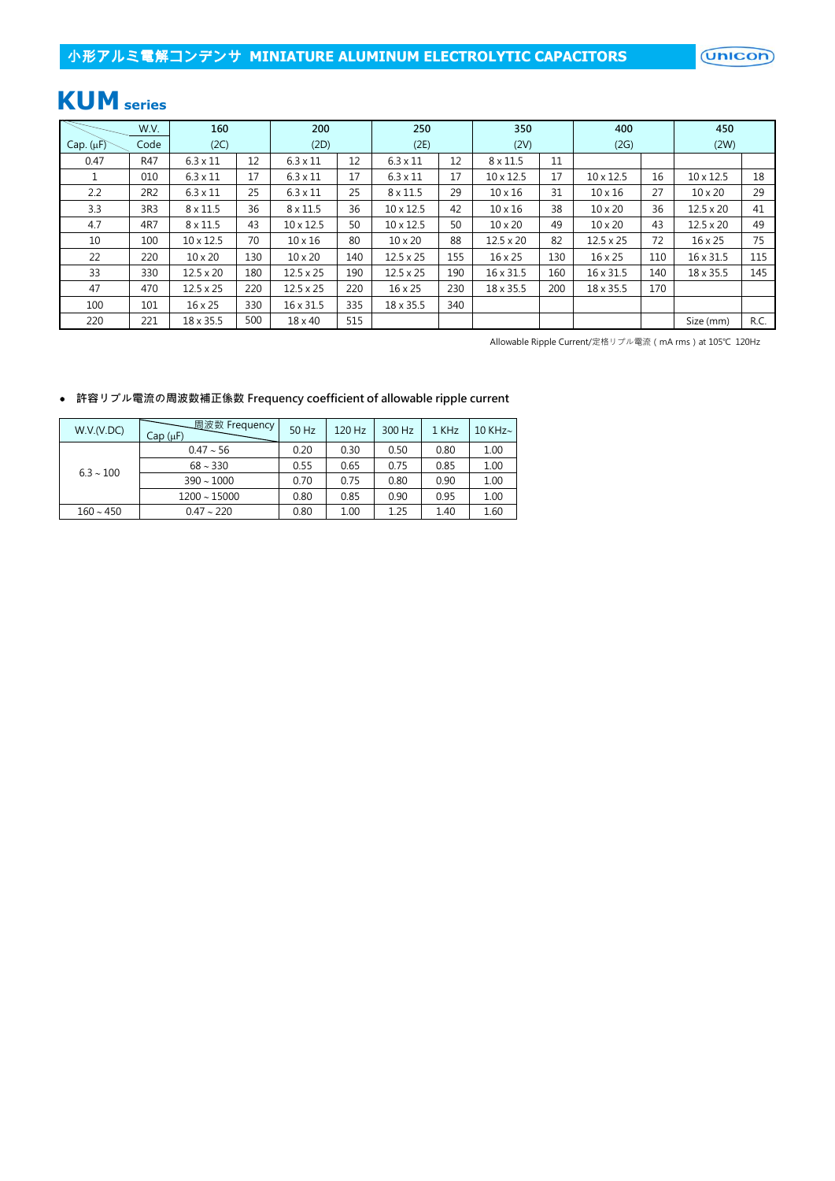# KUM series

| Cap. (μF) \ W.V. | Code | 160 (2C) | | 200 (2D) | | 250 (2E) | | 350 (2V) | | 400 (2G) | | 450 (2W) | |
|---|---|---|---|---|---|---|---|---|---|---|---|---|---|
| 0.47 | R47 | 6.3 x 11 | 12 | 6.3 x 11 | 12 | 6.3 x 11 | 12 | 8 x 11.5 | 11 | | | | |
| 1 | 010 | 6.3 x 11 | 17 | 6.3 x 11 | 17 | 6.3 x 11 | 17 | 10 x 12.5 | 17 | 10 x 12.5 | 16 | 10 x 12.5 | 18 |
| 2.2 | 2R2 | 6.3 x 11 | 25 | 6.3 x 11 | 25 | 8 x 11.5 | 29 | 10 x 16 | 31 | 10 x 16 | 27 | 10 x 20 | 29 |
| 3.3 | 3R3 | 8 x 11.5 | 36 | 8 x 11.5 | 36 | 10 x 12.5 | 42 | 10 x 16 | 38 | 10 x 20 | 36 | 12.5 x 20 | 41 |
| 4.7 | 4R7 | 8 x 11.5 | 43 | 10 x 12.5 | 50 | 10 x 12.5 | 50 | 10 x 20 | 49 | 10 x 20 | 43 | 12.5 x 20 | 49 |
| 10 | 100 | 10 x 12.5 | 70 | 10 x 16 | 80 | 10 x 20 | 88 | 12.5 x 20 | 82 | 12.5 x 25 | 72 | 16 x 25 | 75 |
| 22 | 220 | 10 x 20 | 130 | 10 x 20 | 140 | 12.5 x 25 | 155 | 16 x 25 | 130 | 16 x 25 | 110 | 16 x 31.5 | 115 |
| 33 | 330 | 12.5 x 20 | 180 | 12.5 x 25 | 190 | 12.5 x 25 | 190 | 16 x 31.5 | 160 | 16 x 31.5 | 140 | 18 x 35.5 | 145 |
| 47 | 470 | 12.5 x 25 | 220 | 12.5 x 25 | 220 | 16 x 25 | 230 | 18 x 35.5 | 200 | 18 x 35.5 | 170 | | |
| 100 | 101 | 16 x 25 | 330 | 16 x 31.5 | 335 | 18 x 35.5 | 340 | | | | | | |
| 220 | 221 | 18 x 35.5 | 500 | 18 x 40 | 515 | | | | | | | Size (mm) | R.C. |

Allowable Ripple Current/定格リプル電流 ( mA rms ) at 105℃ 120Hz

- 許容リプル電流の周波数補正係数 Frequency coefficient of allowable ripple current

| W.V.(V.DC) | Cap (μF) \ 周波数 Frequency | 50 Hz | 120 Hz | 300 Hz | 1 KHz | 10 KHz~ |
|---|---|---|---|---|---|---|
| 6.3 ~ 100 | 0.47 ~ 56 | 0.20 | 0.30 | 0.50 | 0.80 | 1.00 |
| | 68 ~ 330 | 0.55 | 0.65 | 0.75 | 0.85 | 1.00 |
| | 390 ~ 1000 | 0.70 | 0.75 | 0.80 | 0.90 | 1.00 |
| | 1200 ~ 15000 | 0.80 | 0.85 | 0.90 | 0.95 | 1.00 |
| 160 ~ 450 | 0.47 ~ 220 | 0.80 | 1.00 | 1.25 | 1.40 | 1.60 |